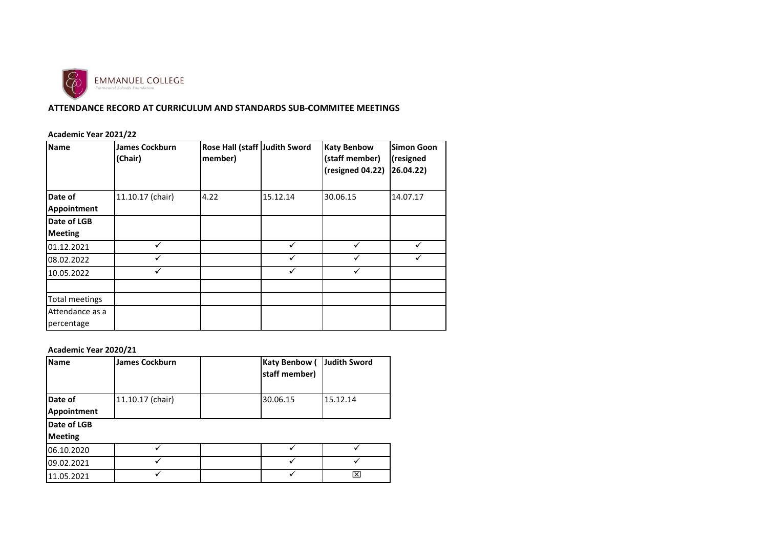EMMANUEL COLLEGE
Emmanuel Schools Foundation

## ATTENDANCE RECORD AT CURRICULUM AND STANDARDS SUB-COMMITEE MEETINGS

**Academic Year 2021/22**

| **Name** | **James Cockburn (Chair)** | **Rose Hall (staff member)** | **Judith Sword** | **Katy Benbow (staff member) (resigned 04.22)** | **Simon Goon (resigned 26.04.22)** |
|---|---|---|---|---|---|
| **Date of Appointment** | 11.10.17 (chair) | 4.22 | 15.12.14 | 30.06.15 | 14.07.17 |
| **Date of LGB Meeting** | | | | | |
| 01.12.2021 | ✓ | | ✓ | ✓ | ✓ |
| 08.02.2022 | ✓ | | ✓ | ✓ | ✓ |
| 10.05.2022 | ✓ | | ✓ | ✓ | |
| | | | | | |
| Total meetings | | | | | |
| Attendance as a percentage | | | | | |

**Academic Year 2020/21**

| **Name** | **James Cockburn** | | **Katy Benbow ( staff member)** | **Judith Sword** |
|---|---|---|---|---|
| **Date of Appointment** | 11.10.17 (chair) | | 30.06.15 | 15.12.14 |
| **Date of LGB Meeting** | | | | |
| 06.10.2020 | ✓ | | ✓ | ✓ |
| 09.02.2021 | ✓ | | ✓ | ✓ |
| 11.05.2021 | ✓ | | ✓ | ☒ |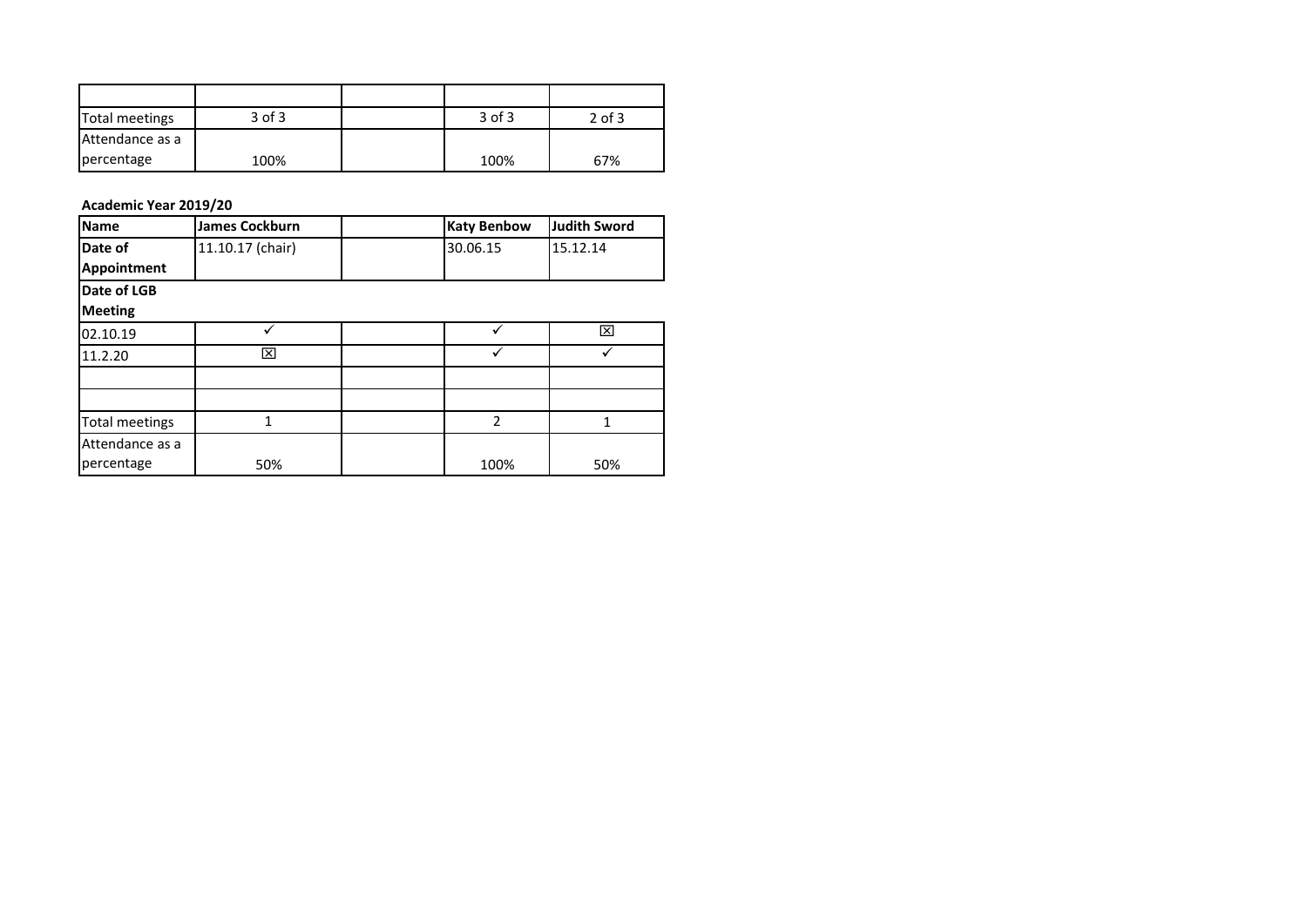| | | | | |
|---|---|---|---|---|
| Total meetings | 3 of 3 | | 3 of 3 | 2 of 3 |
| Attendance as a percentage | 100% | | 100% | 67% |

**Academic Year 2019/20**

| **Name** | **James Cockburn** | | **Katy Benbow** | **Judith Sword** |
|---|---|---|---|---|
| **Date of Appointment** | 11.10.17 (chair) | | 30.06.15 | 15.12.14 |
| **Date of LGB Meeting** | | | | |
| 02.10.19 | ✓ | | ✓ | ☒ |
| 11.2.20 | ☒ | | ✓ | ✓ |
| | | | | |
| | | | | |
| Total meetings | 1 | | 2 | 1 |
| Attendance as a percentage | 50% | | 100% | 50% |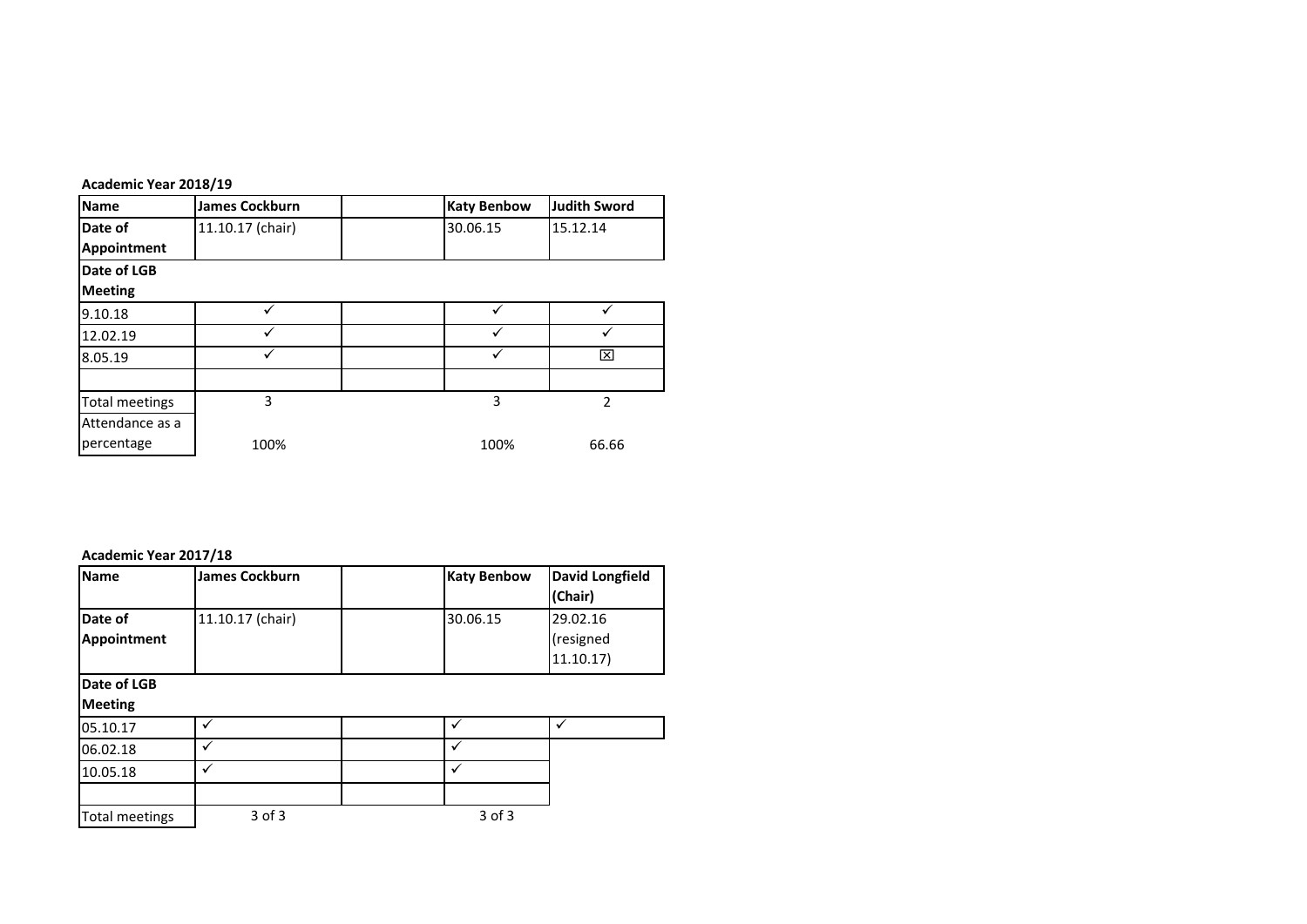**Academic Year 2018/19**

| Name | James Cockburn | | Katy Benbow | Judith Sword |
|---|---|---|---|---|
| Date of Appointment | 11.10.17 (chair) | | 30.06.15 | 15.12.14 |
| **Date of LGB Meeting** | | | | |
| 9.10.18 | ✓ | | ✓ | ✓ |
| 12.02.19 | ✓ | | ✓ | ✓ |
| 8.05.19 | ✓ | | ✓ | ☒ |
| | | | | |
| Total meetings | 3 | | 3 | 2 |
| Attendance as a percentage | 100% | | 100% | 66.66 |

**Academic Year 2017/18**

| Name | James Cockburn | | Katy Benbow | David Longfield (Chair) |
|---|---|---|---|---|
| Date of Appointment | 11.10.17 (chair) | | 30.06.15 | 29.02.16 (resigned 11.10.17) |
| **Date of LGB Meeting** | | | | |
| 05.10.17 | ✓ | | ✓ | ✓ |
| 06.02.18 | ✓ | | ✓ | |
| 10.05.18 | ✓ | | ✓ | |
| | | | | |
| Total meetings | 3 of 3 | | 3 of 3 | |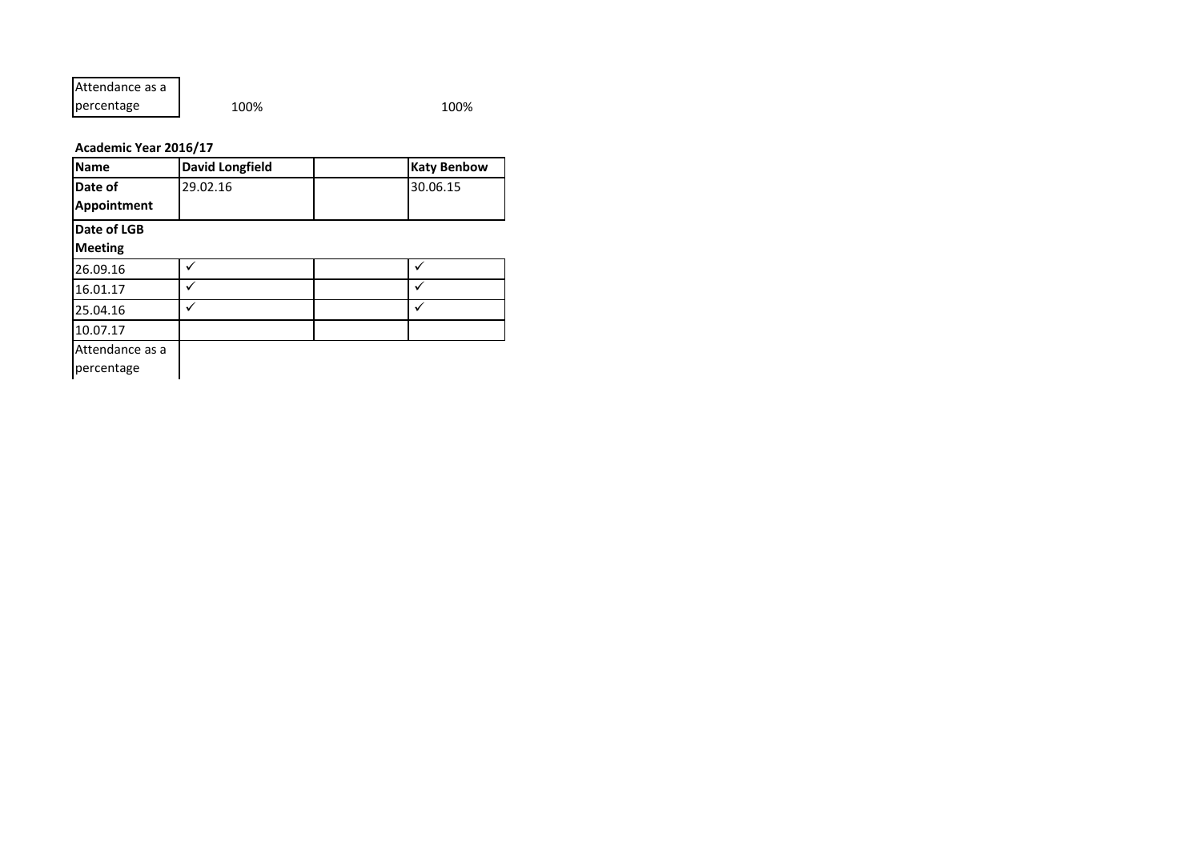| | | | |
|---|---|---|---|
| Attendance as a percentage | 100% | | 100% |

**Academic Year 2016/17**

| Name | David Longfield | | Katy Benbow |
|---|---|---|---|
| Date of Appointment | 29.02.16 | | 30.06.15 |
| Date of LGB Meeting | | | |
| 26.09.16 | ✓ | | ✓ |
| 16.01.17 | ✓ | | ✓ |
| 25.04.16 | ✓ | | ✓ |
| 10.07.17 | | | |
| Attendance as a percentage | | | |